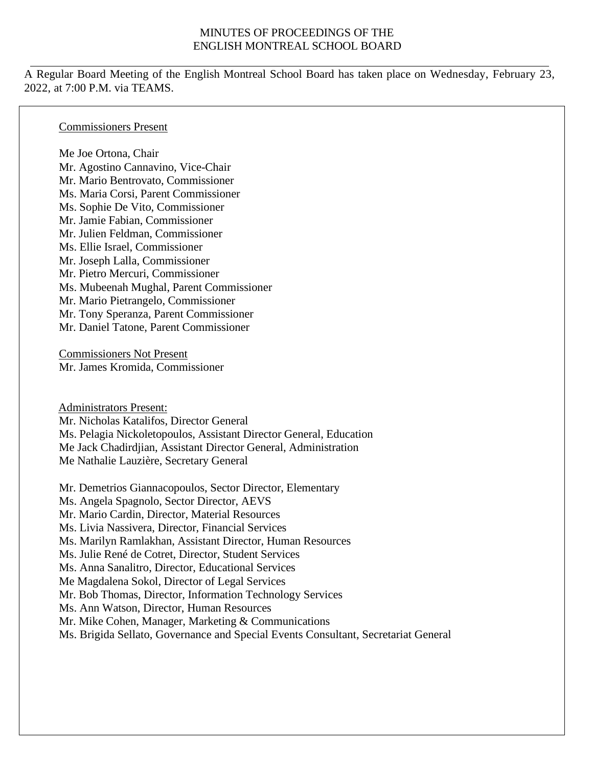# MINUTES OF PROCEEDINGS OF THE ENGLISH MONTREAL SCHOOL BOARD

---

A Regular Board Meeting of the English Montreal School Board has taken place on Wednesday, February 23, 2022, at 7:00 P.M. via TEAMS.

<u>Commissioners Present</u>

Me Joe Ortona, Chair
Mr. Agostino Cannavino, Vice-Chair
Mr. Mario Bentrovato, Commissioner
Ms. Maria Corsi, Parent Commissioner
Ms. Sophie De Vito, Commissioner
Mr. Jamie Fabian, Commissioner
Mr. Julien Feldman, Commissioner
Ms. Ellie Israel, Commissioner
Mr. Joseph Lalla, Commissioner
Mr. Pietro Mercuri, Commissioner
Ms. Mubeenah Mughal, Parent Commissioner
Mr. Mario Pietrangelo, Commissioner
Mr. Tony Speranza, Parent Commissioner
Mr. Daniel Tatone, Parent Commissioner

<u>Commissioners Not Present</u>
Mr. James Kromida, Commissioner

<u>Administrators Present:</u>
Mr. Nicholas Katalifos, Director General
Ms. Pelagia Nickoletopoulos, Assistant Director General, Education
Me Jack Chadirdjian, Assistant Director General, Administration
Me Nathalie Lauzière, Secretary General

Mr. Demetrios Giannacopoulos, Sector Director, Elementary
Ms. Angela Spagnolo, Sector Director, AEVS
Mr. Mario Cardin, Director, Material Resources
Ms. Livia Nassivera, Director, Financial Services
Ms. Marilyn Ramlakhan, Assistant Director, Human Resources
Ms. Julie René de Cotret, Director, Student Services
Ms. Anna Sanalitro, Director, Educational Services
Me Magdalena Sokol, Director of Legal Services
Mr. Bob Thomas, Director, Information Technology Services
Ms. Ann Watson, Director, Human Resources
Mr. Mike Cohen, Manager, Marketing & Communications
Ms. Brigida Sellato, Governance and Special Events Consultant, Secretariat General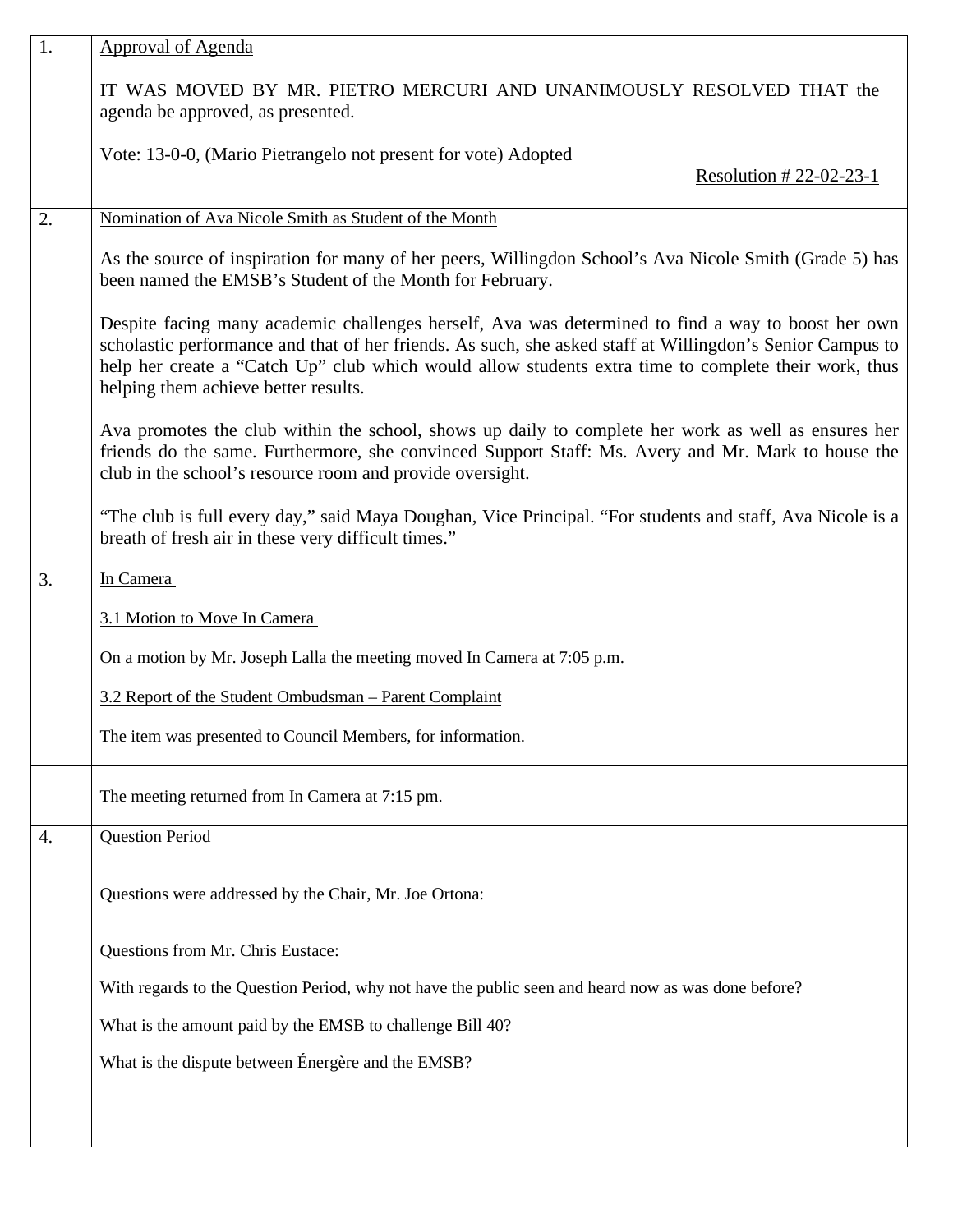| | |
|---|---|
| 1. | Approval of Agenda<br><br>IT WAS MOVED BY MR. PIETRO MERCURI AND UNANIMOUSLY RESOLVED THAT the agenda be approved, as presented.<br><br>Vote: 13-0-0, (Mario Pietrangelo not present for vote) Adopted<br><br>Resolution # 22-02-23-1 |
| 2. | Nomination of Ava Nicole Smith as Student of the Month<br><br>As the source of inspiration for many of her peers, Willingdon School's Ava Nicole Smith (Grade 5) has been named the EMSB's Student of the Month for February.<br><br>Despite facing many academic challenges herself, Ava was determined to find a way to boost her own scholastic performance and that of her friends. As such, she asked staff at Willingdon's Senior Campus to help her create a "Catch Up" club which would allow students extra time to complete their work, thus helping them achieve better results.<br><br>Ava promotes the club within the school, shows up daily to complete her work as well as ensures her friends do the same. Furthermore, she convinced Support Staff: Ms. Avery and Mr. Mark to house the club in the school's resource room and provide oversight.<br><br>"The club is full every day," said Maya Doughan, Vice Principal. "For students and staff, Ava Nicole is a breath of fresh air in these very difficult times." |
| 3. | In Camera<br><br>3.1 Motion to Move In Camera<br><br>On a motion by Mr. Joseph Lalla the meeting moved In Camera at 7:05 p.m.<br><br>3.2 Report of the Student Ombudsman – Parent Complaint<br><br>The item was presented to Council Members, for information. |
| | The meeting returned from In Camera at 7:15 pm. |
| 4. | Question Period<br><br>Questions were addressed by the Chair, Mr. Joe Ortona:<br><br>Questions from Mr. Chris Eustace:<br><br>With regards to the Question Period, why not have the public seen and heard now as was done before?<br><br>What is the amount paid by the EMSB to challenge Bill 40?<br><br>What is the dispute between Énergère and the EMSB? |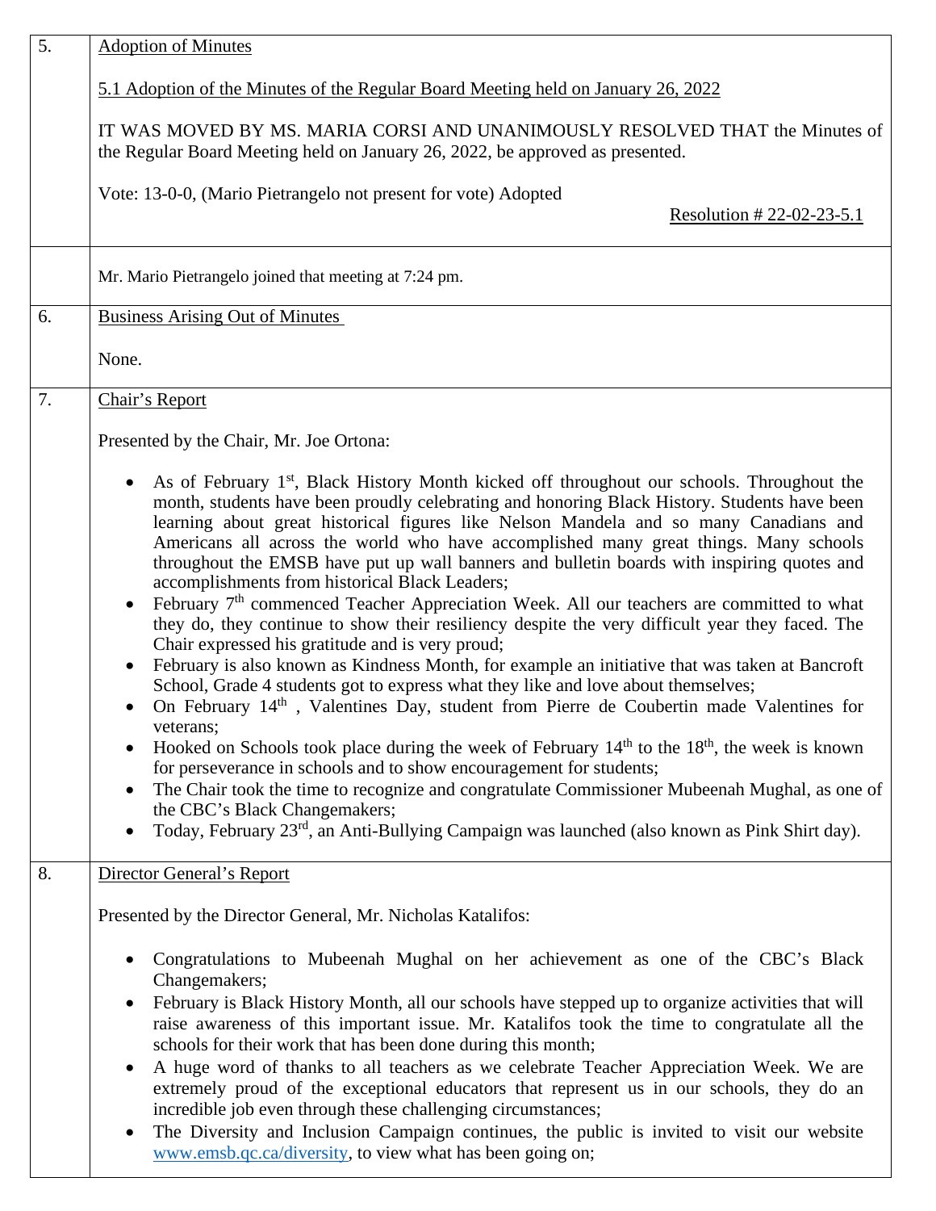## 5. Adoption of Minutes

5.1 Adoption of the Minutes of the Regular Board Meeting held on January 26, 2022

IT WAS MOVED BY MS. MARIA CORSI AND UNANIMOUSLY RESOLVED THAT the Minutes of the Regular Board Meeting held on January 26, 2022, be approved as presented.

Vote: 13-0-0, (Mario Pietrangelo not present for vote) Adopted

Resolution # 22-02-23-5.1

Mr. Mario Pietrangelo joined that meeting at 7:24 pm.

## 6. Business Arising Out of Minutes

None.

## 7. Chair's Report

Presented by the Chair, Mr. Joe Ortona:

- As of February 1st, Black History Month kicked off throughout our schools. Throughout the month, students have been proudly celebrating and honoring Black History. Students have been learning about great historical figures like Nelson Mandela and so many Canadians and Americans all across the world who have accomplished many great things. Many schools throughout the EMSB have put up wall banners and bulletin boards with inspiring quotes and accomplishments from historical Black Leaders;
- February 7th commenced Teacher Appreciation Week. All our teachers are committed to what they do, they continue to show their resiliency despite the very difficult year they faced. The Chair expressed his gratitude and is very proud;
- February is also known as Kindness Month, for example an initiative that was taken at Bancroft School, Grade 4 students got to express what they like and love about themselves;
- On February 14th , Valentines Day, student from Pierre de Coubertin made Valentines for veterans;
- Hooked on Schools took place during the week of February 14th to the 18th, the week is known for perseverance in schools and to show encouragement for students;
- The Chair took the time to recognize and congratulate Commissioner Mubeenah Mughal, as one of the CBC's Black Changemakers;
- Today, February 23rd, an Anti-Bullying Campaign was launched (also known as Pink Shirt day).

## 8. Director General's Report

Presented by the Director General, Mr. Nicholas Katalifos:

- Congratulations to Mubeenah Mughal on her achievement as one of the CBC's Black Changemakers;
- February is Black History Month, all our schools have stepped up to organize activities that will raise awareness of this important issue. Mr. Katalifos took the time to congratulate all the schools for their work that has been done during this month;
- A huge word of thanks to all teachers as we celebrate Teacher Appreciation Week. We are extremely proud of the exceptional educators that represent us in our schools, they do an incredible job even through these challenging circumstances;
- The Diversity and Inclusion Campaign continues, the public is invited to visit our website www.emsb.qc.ca/diversity, to view what has been going on;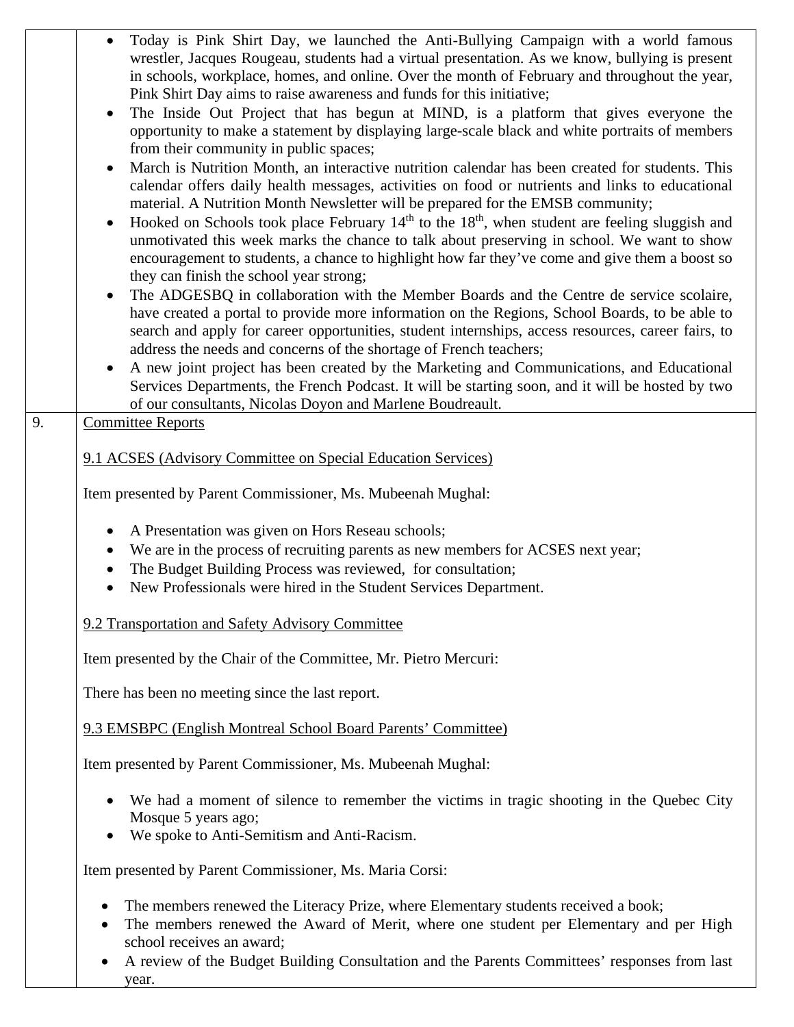- Today is Pink Shirt Day, we launched the Anti-Bullying Campaign with a world famous wrestler, Jacques Rougeau, students had a virtual presentation. As we know, bullying is present in schools, workplace, homes, and online. Over the month of February and throughout the year, Pink Shirt Day aims to raise awareness and funds for this initiative;
- The Inside Out Project that has begun at MIND, is a platform that gives everyone the opportunity to make a statement by displaying large-scale black and white portraits of members from their community in public spaces;
- March is Nutrition Month, an interactive nutrition calendar has been created for students. This calendar offers daily health messages, activities on food or nutrients and links to educational material. A Nutrition Month Newsletter will be prepared for the EMSB community;
- Hooked on Schools took place February 14th to the 18th, when student are feeling sluggish and unmotivated this week marks the chance to talk about preserving in school. We want to show encouragement to students, a chance to highlight how far they've come and give them a boost so they can finish the school year strong;
- The ADGESBQ in collaboration with the Member Boards and the Centre de service scolaire, have created a portal to provide more information on the Regions, School Boards, to be able to search and apply for career opportunities, student internships, access resources, career fairs, to address the needs and concerns of the shortage of French teachers;
- A new joint project has been created by the Marketing and Communications, and Educational Services Departments, the French Podcast. It will be starting soon, and it will be hosted by two of our consultants, Nicolas Doyon and Marlene Boudreault.

9. Committee Reports

9.1 ACSES (Advisory Committee on Special Education Services)

Item presented by Parent Commissioner, Ms. Mubeenah Mughal:

- A Presentation was given on Hors Reseau schools;
- We are in the process of recruiting parents as new members for ACSES next year;
- The Budget Building Process was reviewed, for consultation;
- New Professionals were hired in the Student Services Department.

9.2 Transportation and Safety Advisory Committee

Item presented by the Chair of the Committee, Mr. Pietro Mercuri:

There has been no meeting since the last report.

9.3 EMSBPC (English Montreal School Board Parents' Committee)

Item presented by Parent Commissioner, Ms. Mubeenah Mughal:

- We had a moment of silence to remember the victims in tragic shooting in the Quebec City Mosque 5 years ago;
- We spoke to Anti-Semitism and Anti-Racism.

Item presented by Parent Commissioner, Ms. Maria Corsi:

- The members renewed the Literacy Prize, where Elementary students received a book;
- The members renewed the Award of Merit, where one student per Elementary and per High school receives an award;
- A review of the Budget Building Consultation and the Parents Committees' responses from last year.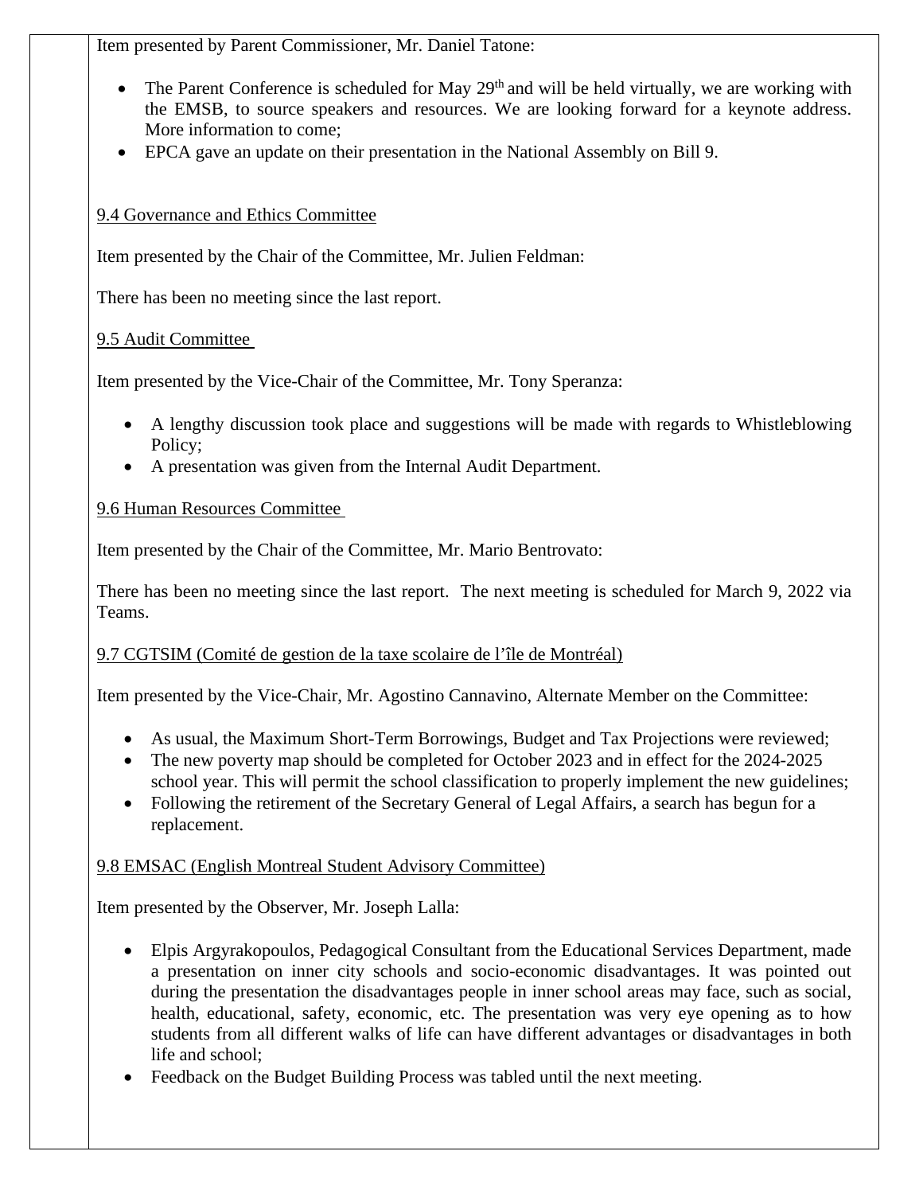Item presented by Parent Commissioner, Mr. Daniel Tatone:

- The Parent Conference is scheduled for May 29th and will be held virtually, we are working with the EMSB, to source speakers and resources. We are looking forward for a keynote address. More information to come;
- EPCA gave an update on their presentation in the National Assembly on Bill 9.

9.4 Governance and Ethics Committee

Item presented by the Chair of the Committee, Mr. Julien Feldman:

There has been no meeting since the last report.

9.5 Audit Committee

Item presented by the Vice-Chair of the Committee, Mr. Tony Speranza:

- A lengthy discussion took place and suggestions will be made with regards to Whistleblowing Policy;
- A presentation was given from the Internal Audit Department.

9.6 Human Resources Committee

Item presented by the Chair of the Committee, Mr. Mario Bentrovato:

There has been no meeting since the last report. The next meeting is scheduled for March 9, 2022 via Teams.

9.7 CGTSIM (Comité de gestion de la taxe scolaire de l'île de Montréal)

Item presented by the Vice-Chair, Mr. Agostino Cannavino, Alternate Member on the Committee:

- As usual, the Maximum Short-Term Borrowings, Budget and Tax Projections were reviewed;
- The new poverty map should be completed for October 2023 and in effect for the 2024-2025 school year. This will permit the school classification to properly implement the new guidelines;
- Following the retirement of the Secretary General of Legal Affairs, a search has begun for a replacement.

9.8 EMSAC (English Montreal Student Advisory Committee)

Item presented by the Observer, Mr. Joseph Lalla:

- Elpis Argyrakopoulos, Pedagogical Consultant from the Educational Services Department, made a presentation on inner city schools and socio-economic disadvantages. It was pointed out during the presentation the disadvantages people in inner school areas may face, such as social, health, educational, safety, economic, etc. The presentation was very eye opening as to how students from all different walks of life can have different advantages or disadvantages in both life and school;
- Feedback on the Budget Building Process was tabled until the next meeting.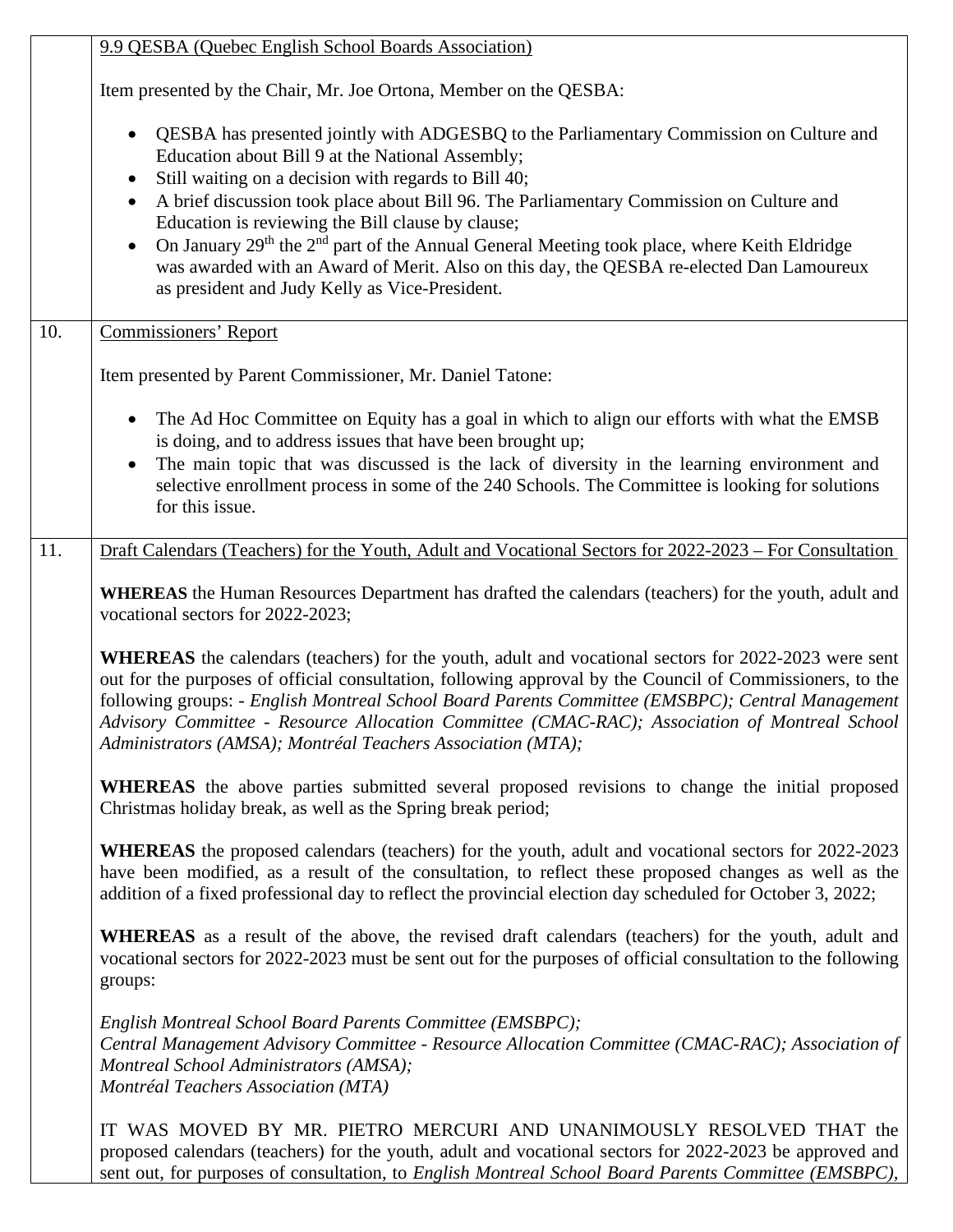| | |
|---|---|
| | <u>9.9 QESBA (Quebec English School Boards Association)</u><br><br>Item presented by the Chair, Mr. Joe Ortona, Member on the QESBA:<br><br>• QESBA has presented jointly with ADGESBQ to the Parliamentary Commission on Culture and Education about Bill 9 at the National Assembly;<br>• Still waiting on a decision with regards to Bill 40;<br>• A brief discussion took place about Bill 96. The Parliamentary Commission on Culture and Education is reviewing the Bill clause by clause;<br>• On January 29th the 2nd part of the Annual General Meeting took place, where Keith Eldridge was awarded with an Award of Merit. Also on this day, the QESBA re-elected Dan Lamoureux as president and Judy Kelly as Vice-President. |
| 10. | <u>Commissioners' Report</u><br><br>Item presented by Parent Commissioner, Mr. Daniel Tatone:<br><br>• The Ad Hoc Committee on Equity has a goal in which to align our efforts with what the EMSB is doing, and to address issues that have been brought up;<br>• The main topic that was discussed is the lack of diversity in the learning environment and selective enrollment process in some of the 240 Schools. The Committee is looking for solutions for this issue. |
| 11. | <u>Draft Calendars (Teachers) for the Youth, Adult and Vocational Sectors for 2022-2023 – For Consultation</u><br><br>**WHEREAS** the Human Resources Department has drafted the calendars (teachers) for the youth, adult and vocational sectors for 2022-2023;<br><br>**WHEREAS** the calendars (teachers) for the youth, adult and vocational sectors for 2022-2023 were sent out for the purposes of official consultation, following approval by the Council of Commissioners, to the following groups: - *English Montreal School Board Parents Committee (EMSBPC); Central Management Advisory Committee - Resource Allocation Committee (CMAC-RAC); Association of Montreal School Administrators (AMSA); Montréal Teachers Association (MTA);*<br><br>**WHEREAS** the above parties submitted several proposed revisions to change the initial proposed Christmas holiday break, as well as the Spring break period;<br><br>**WHEREAS** the proposed calendars (teachers) for the youth, adult and vocational sectors for 2022-2023 have been modified, as a result of the consultation, to reflect these proposed changes as well as the addition of a fixed professional day to reflect the provincial election day scheduled for October 3, 2022;<br><br>**WHEREAS** as a result of the above, the revised draft calendars (teachers) for the youth, adult and vocational sectors for 2022-2023 must be sent out for the purposes of official consultation to the following groups:<br><br>*English Montreal School Board Parents Committee (EMSBPC);*<br>*Central Management Advisory Committee - Resource Allocation Committee (CMAC-RAC); Association of Montreal School Administrators (AMSA);*<br>*Montréal Teachers Association (MTA)*<br><br>IT WAS MOVED BY MR. PIETRO MERCURI AND UNANIMOUSLY RESOLVED THAT the proposed calendars (teachers) for the youth, adult and vocational sectors for 2022-2023 be approved and sent out, for purposes of consultation, to *English Montreal School Board Parents Committee (EMSBPC),* |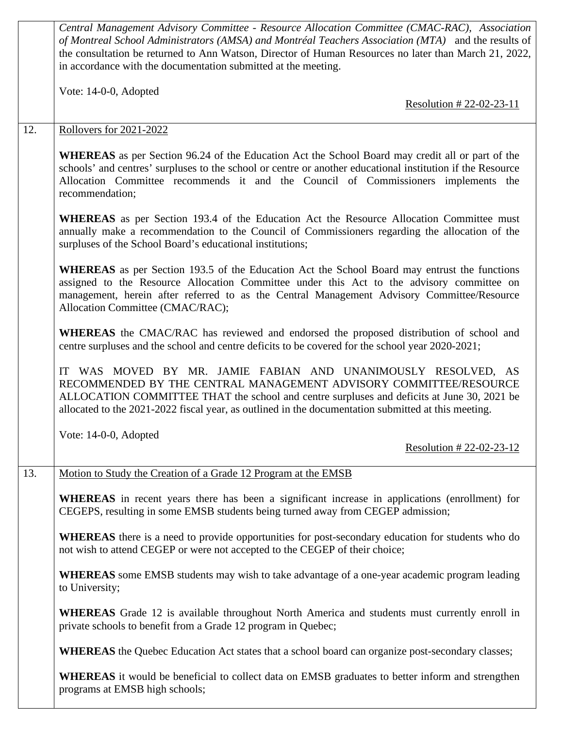*Central Management Advisory Committee - Resource Allocation Committee (CMAC-RAC), Association of Montreal School Administrators (AMSA) and Montréal Teachers Association (MTA)* and the results of the consultation be returned to Ann Watson, Director of Human Resources no later than March 21, 2022, in accordance with the documentation submitted at the meeting.

Vote: 14-0-0, Adopted

Resolution # 22-02-23-11

12. Rollovers for 2021-2022

**WHEREAS** as per Section 96.24 of the Education Act the School Board may credit all or part of the schools' and centres' surpluses to the school or centre or another educational institution if the Resource Allocation Committee recommends it and the Council of Commissioners implements the recommendation;

**WHEREAS** as per Section 193.4 of the Education Act the Resource Allocation Committee must annually make a recommendation to the Council of Commissioners regarding the allocation of the surpluses of the School Board's educational institutions;

**WHEREAS** as per Section 193.5 of the Education Act the School Board may entrust the functions assigned to the Resource Allocation Committee under this Act to the advisory committee on management, herein after referred to as the Central Management Advisory Committee/Resource Allocation Committee (CMAC/RAC);

**WHEREAS** the CMAC/RAC has reviewed and endorsed the proposed distribution of school and centre surpluses and the school and centre deficits to be covered for the school year 2020-2021;

IT WAS MOVED BY MR. JAMIE FABIAN AND UNANIMOUSLY RESOLVED, AS RECOMMENDED BY THE CENTRAL MANAGEMENT ADVISORY COMMITTEE/RESOURCE ALLOCATION COMMITTEE THAT the school and centre surpluses and deficits at June 30, 2021 be allocated to the 2021-2022 fiscal year, as outlined in the documentation submitted at this meeting.

Vote: 14-0-0, Adopted

Resolution # 22-02-23-12

13. Motion to Study the Creation of a Grade 12 Program at the EMSB

**WHEREAS** in recent years there has been a significant increase in applications (enrollment) for CEGEPS, resulting in some EMSB students being turned away from CEGEP admission;

**WHEREAS** there is a need to provide opportunities for post-secondary education for students who do not wish to attend CEGEP or were not accepted to the CEGEP of their choice;

**WHEREAS** some EMSB students may wish to take advantage of a one-year academic program leading to University;

**WHEREAS** Grade 12 is available throughout North America and students must currently enroll in private schools to benefit from a Grade 12 program in Quebec;

**WHEREAS** the Quebec Education Act states that a school board can organize post-secondary classes;

**WHEREAS** it would be beneficial to collect data on EMSB graduates to better inform and strengthen programs at EMSB high schools;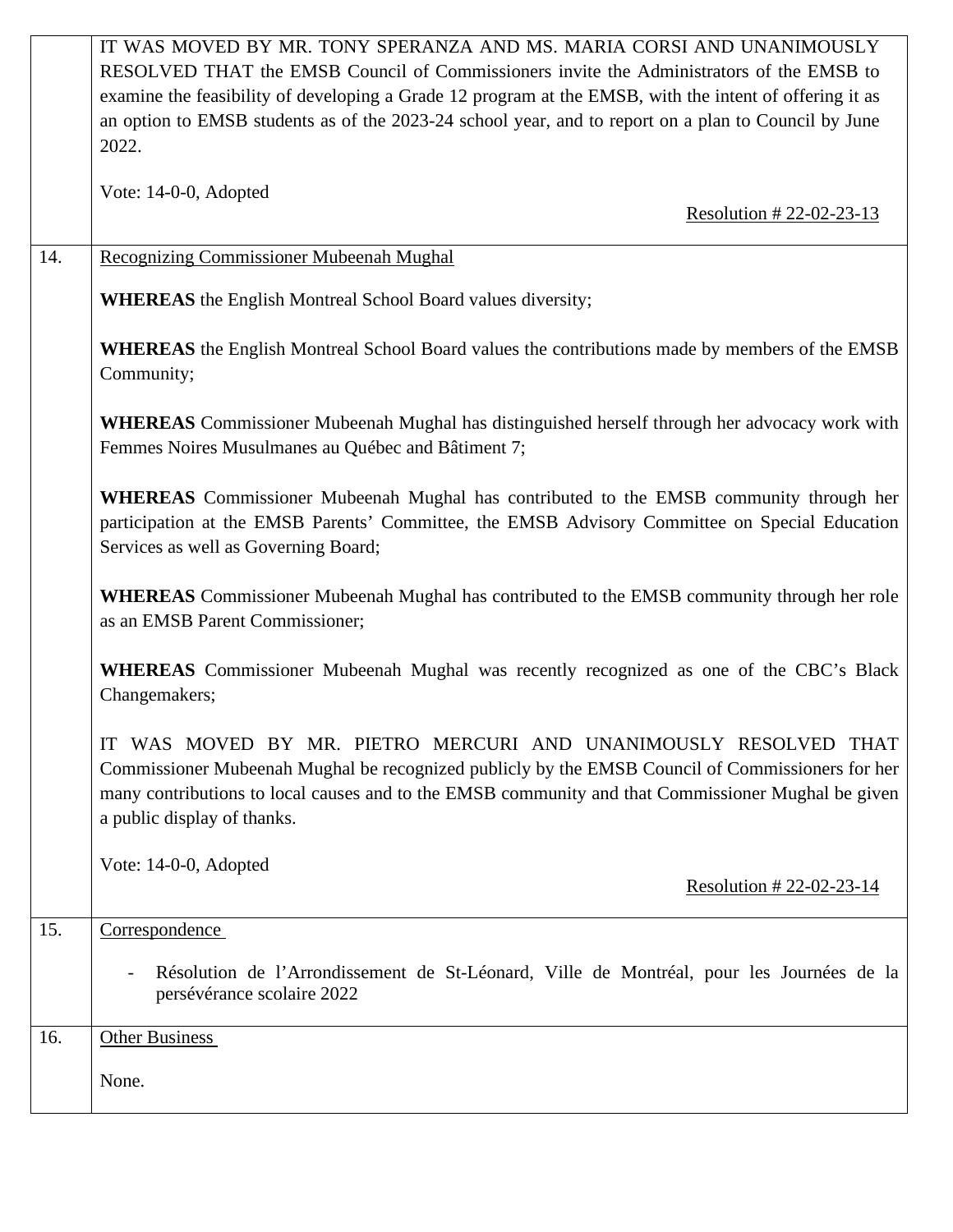| | |
|---|---|
| | IT WAS MOVED BY MR. TONY SPERANZA AND MS. MARIA CORSI AND UNANIMOUSLY RESOLVED THAT the EMSB Council of Commissioners invite the Administrators of the EMSB to examine the feasibility of developing a Grade 12 program at the EMSB, with the intent of offering it as an option to EMSB students as of the 2023-24 school year, and to report on a plan to Council by June 2022.<br><br>Vote: 14-0-0, Adopted<br><br>Resolution # 22-02-23-13 |
| 14. | Recognizing Commissioner Mubeenah Mughal<br><br>**WHEREAS** the English Montreal School Board values diversity;<br><br>**WHEREAS** the English Montreal School Board values the contributions made by members of the EMSB Community;<br><br>**WHEREAS** Commissioner Mubeenah Mughal has distinguished herself through her advocacy work with Femmes Noires Musulmanes au Québec and Bâtiment 7;<br><br>**WHEREAS** Commissioner Mubeenah Mughal has contributed to the EMSB community through her participation at the EMSB Parents' Committee, the EMSB Advisory Committee on Special Education Services as well as Governing Board;<br><br>**WHEREAS** Commissioner Mubeenah Mughal has contributed to the EMSB community through her role as an EMSB Parent Commissioner;<br><br>**WHEREAS** Commissioner Mubeenah Mughal was recently recognized as one of the CBC's Black Changemakers;<br><br>IT WAS MOVED BY MR. PIETRO MERCURI AND UNANIMOUSLY RESOLVED THAT Commissioner Mubeenah Mughal be recognized publicly by the EMSB Council of Commissioners for her many contributions to local causes and to the EMSB community and that Commissioner Mughal be given a public display of thanks.<br><br>Vote: 14-0-0, Adopted<br><br>Resolution # 22-02-23-14 |
| 15. | Correspondence<br><br>- Résolution de l'Arrondissement de St-Léonard, Ville de Montréal, pour les Journées de la persévérance scolaire 2022 |
| 16. | Other Business<br><br>None. |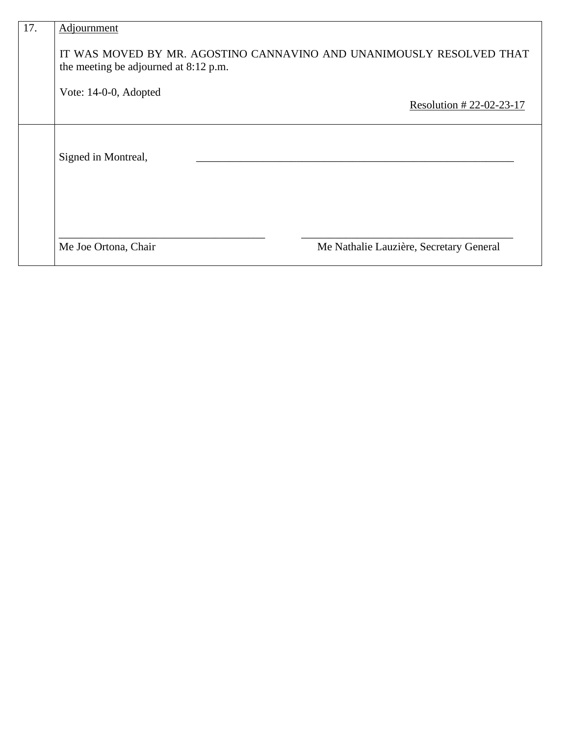| | |
|---|---|
| 17. | Adjournment<br><br>IT WAS MOVED BY MR. AGOSTINO CANNAVINO AND UNANIMOUSLY RESOLVED THAT the meeting be adjourned at 8:12 p.m.<br><br>Vote: 14-0-0, Adopted<br><br>Resolution # 22-02-23-17 |
| | Signed in Montreal, ____________________________________________<br><br><br>______________________________ ______________________________<br>Me Joe Ortona, Chair Me Nathalie Lauzière, Secretary General |